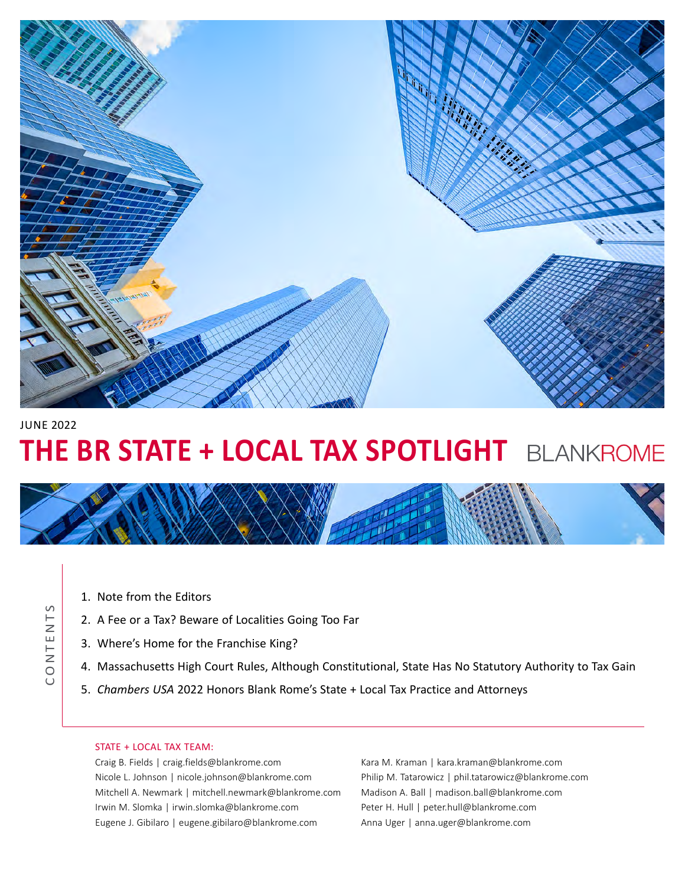JUNE 2022

# THE BR STATE + LOCAL TAX SPOTLIGHT

BLANKROME

CONTENTS

1. Note from the Editors
2. A Fee or a Tax? Beware of Localities Going Too Far
3. Where's Home for the Franchise King?
4. Massachusetts High Court Rules, Although Constitutional, State Has No Statutory Authority to Tax Gain
5. *Chambers USA* 2022 Honors Blank Rome's State + Local Tax Practice and Attorneys

STATE + LOCAL TAX TEAM:

Craig B. Fields | craig.fields@blankrome.com
Nicole L. Johnson | nicole.johnson@blankrome.com
Mitchell A. Newmark | mitchell.newmark@blankrome.com
Irwin M. Slomka | irwin.slomka@blankrome.com
Eugene J. Gibilaro | eugene.gibilaro@blankrome.com
Kara M. Kraman | kara.kraman@blankrome.com
Philip M. Tatarowicz | phil.tatarowicz@blankrome.com
Madison A. Ball | madison.ball@blankrome.com
Peter H. Hull | peter.hull@blankrome.com
Anna Uger | anna.uger@blankrome.com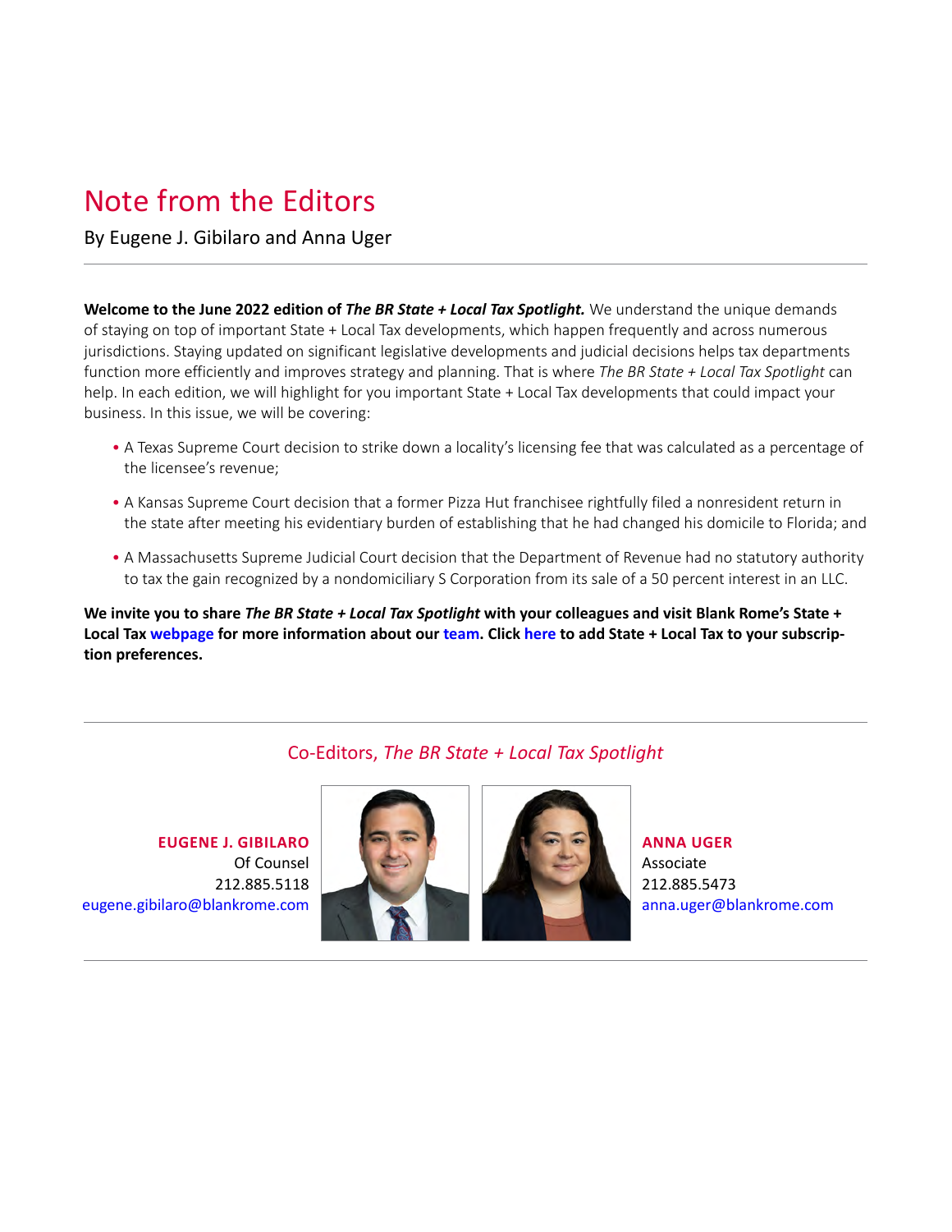# Note from the Editors

By Eugene J. Gibilaro and Anna Uger

**Welcome to the June 2022 edition of *The BR State + Local Tax Spotlight.*** We understand the unique demands of staying on top of important State + Local Tax developments, which happen frequently and across numerous jurisdictions. Staying updated on significant legislative developments and judicial decisions helps tax departments function more efficiently and improves strategy and planning. That is where *The BR State + Local Tax Spotlight* can help. In each edition, we will highlight for you important State + Local Tax developments that could impact your business. In this issue, we will be covering:

- A Texas Supreme Court decision to strike down a locality's licensing fee that was calculated as a percentage of the licensee's revenue;
- A Kansas Supreme Court decision that a former Pizza Hut franchisee rightfully filed a nonresident return in the state after meeting his evidentiary burden of establishing that he had changed his domicile to Florida; and
- A Massachusetts Supreme Judicial Court decision that the Department of Revenue had no statutory authority to tax the gain recognized by a nondomiciliary S Corporation from its sale of a 50 percent interest in an LLC.

**We invite you to share *The BR State + Local Tax Spotlight* with your colleagues and visit Blank Rome's State + Local Tax webpage for more information about our team. Click here to add State + Local Tax to your subscription preferences.**

## Co-Editors, *The BR State + Local Tax Spotlight*

**EUGENE J. GIBILARO**
Of Counsel
212.885.5118
eugene.gibilaro@blankrome.com

**ANNA UGER**
Associate
212.885.5473
anna.uger@blankrome.com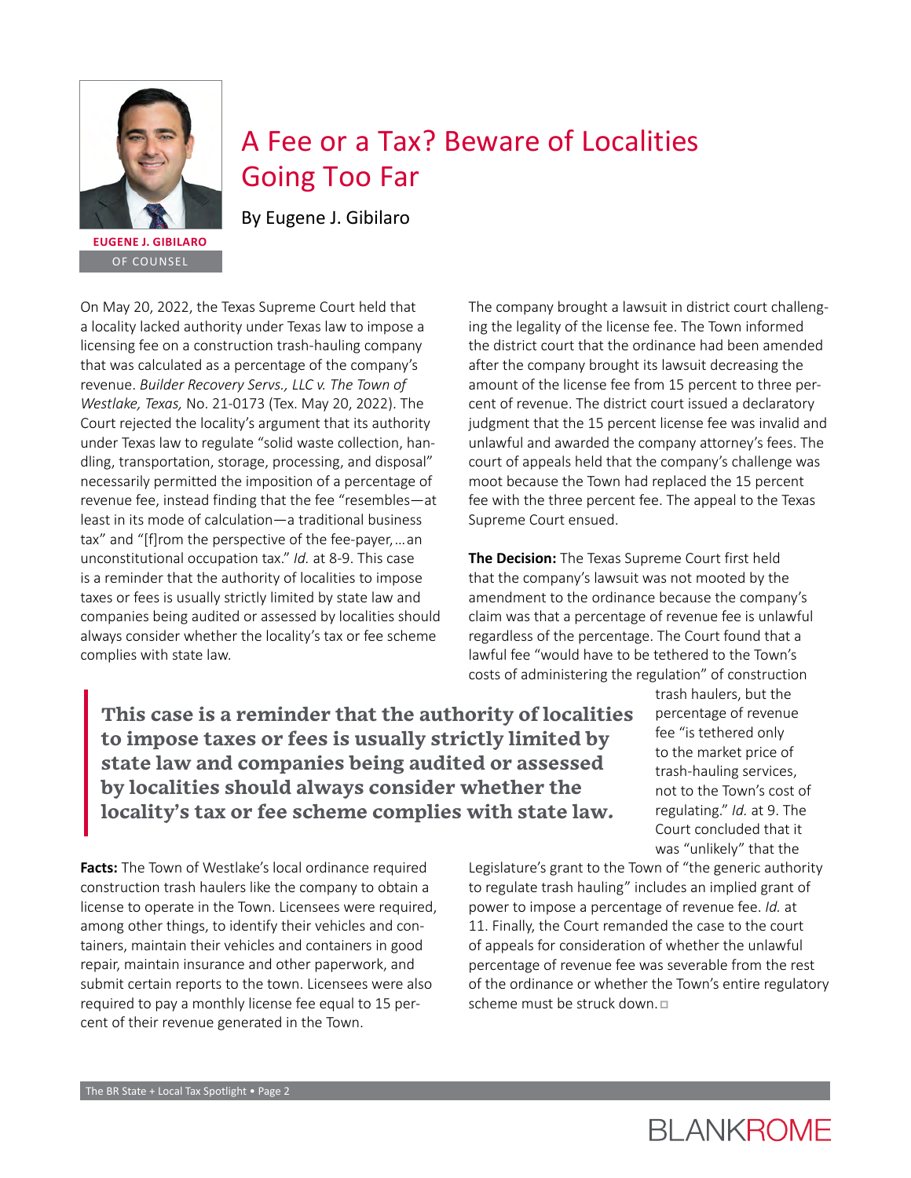# A Fee or a Tax? Beware of Localities Going Too Far

By Eugene J. Gibilaro

**EUGENE J. GIBILARO**
OF COUNSEL

On May 20, 2022, the Texas Supreme Court held that a locality lacked authority under Texas law to impose a licensing fee on a construction trash-hauling company that was calculated as a percentage of the company's revenue. *Builder Recovery Servs., LLC v. The Town of Westlake, Texas,* No. 21-0173 (Tex. May 20, 2022). The Court rejected the locality's argument that its authority under Texas law to regulate "solid waste collection, handling, transportation, storage, processing, and disposal" necessarily permitted the imposition of a percentage of revenue fee, instead finding that the fee "resembles—at least in its mode of calculation—a traditional business tax" and "[f]rom the perspective of the fee-payer, …an unconstitutional occupation tax." *Id.* at 8-9. This case is a reminder that the authority of localities to impose taxes or fees is usually strictly limited by state law and companies being audited or assessed by localities should always consider whether the locality's tax or fee scheme complies with state law.

**Facts:** The Town of Westlake's local ordinance required construction trash haulers like the company to obtain a license to operate in the Town. Licensees were required, among other things, to identify their vehicles and containers, maintain their vehicles and containers in good repair, maintain insurance and other paperwork, and submit certain reports to the town. Licensees were also required to pay a monthly license fee equal to 15 percent of their revenue generated in the Town.

The company brought a lawsuit in district court challenging the legality of the license fee. The Town informed the district court that the ordinance had been amended after the company brought its lawsuit decreasing the amount of the license fee from 15 percent to three percent of revenue. The district court issued a declaratory judgment that the 15 percent license fee was invalid and unlawful and awarded the company attorney's fees. The court of appeals held that the company's challenge was moot because the Town had replaced the 15 percent fee with the three percent fee. The appeal to the Texas Supreme Court ensued.

**The Decision:** The Texas Supreme Court first held that the company's lawsuit was not mooted by the amendment to the ordinance because the company's claim was that a percentage of revenue fee is unlawful regardless of the percentage. The Court found that a lawful fee "would have to be tethered to the Town's costs of administering the regulation" of construction trash haulers, but the percentage of revenue fee "is tethered only to the market price of trash-hauling services, not to the Town's cost of regulating." *Id.* at 9. The Court concluded that it was "unlikely" that the Legislature's grant to the Town of "the generic authority to regulate trash hauling" includes an implied grant of power to impose a percentage of revenue fee. *Id.* at 11. Finally, the Court remanded the case to the court of appeals for consideration of whether the unlawful percentage of revenue fee was severable from the rest of the ordinance or whether the Town's entire regulatory scheme must be struck down.

> **This case is a reminder that the authority of localities to impose taxes or fees is usually strictly limited by state law and companies being audited or assessed by localities should always consider whether the locality's tax or fee scheme complies with state law.**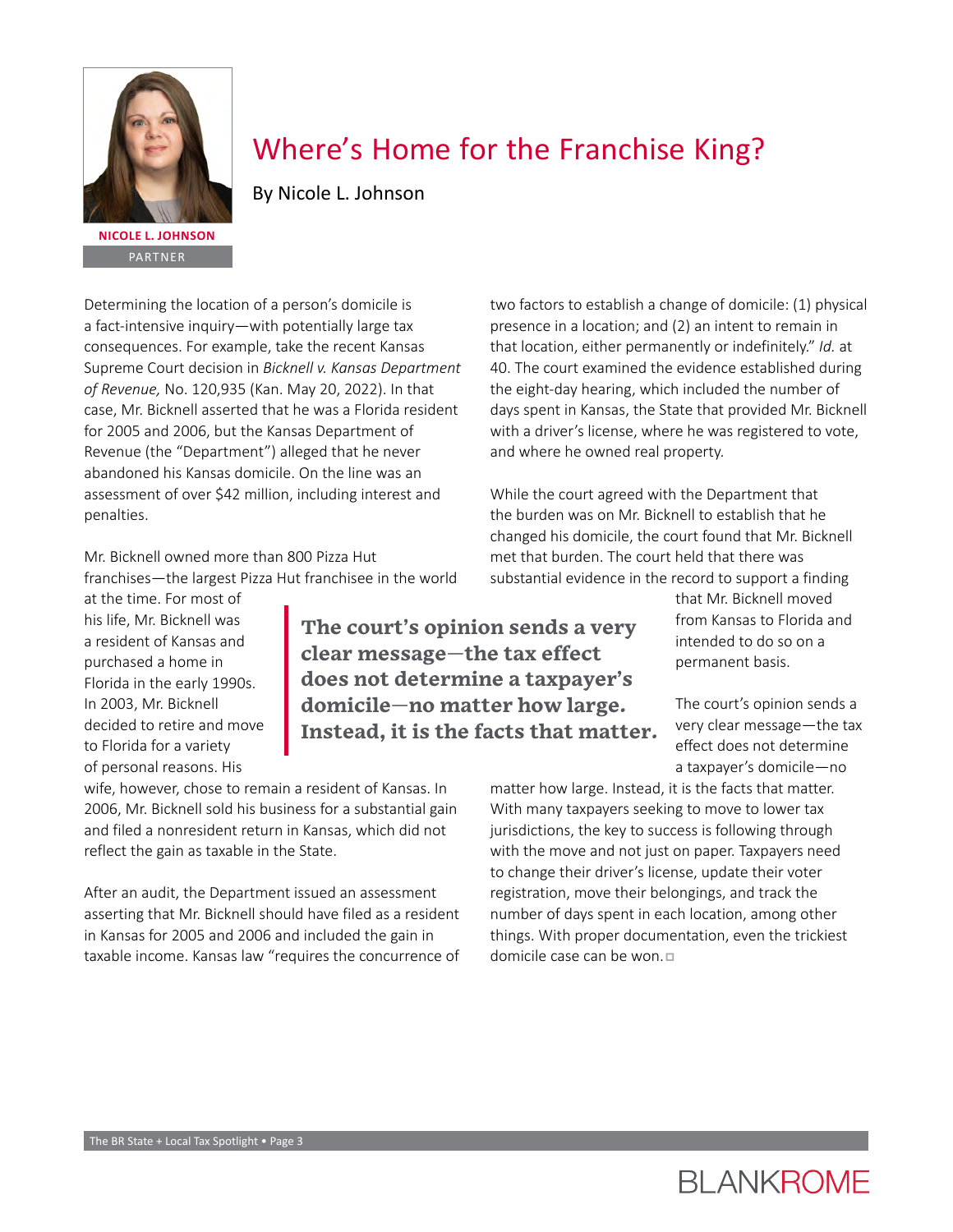# Where's Home for the Franchise King?

By Nicole L. Johnson

**NICOLE L. JOHNSON**
PARTNER

Determining the location of a person's domicile is a fact-intensive inquiry—with potentially large tax consequences. For example, take the recent Kansas Supreme Court decision in *Bicknell v. Kansas Department of Revenue,* No. 120,935 (Kan. May 20, 2022). In that case, Mr. Bicknell asserted that he was a Florida resident for 2005 and 2006, but the Kansas Department of Revenue (the "Department") alleged that he never abandoned his Kansas domicile. On the line was an assessment of over $42 million, including interest and penalties.

Mr. Bicknell owned more than 800 Pizza Hut franchises—the largest Pizza Hut franchisee in the world at the time. For most of his life, Mr. Bicknell was a resident of Kansas and purchased a home in Florida in the early 1990s. In 2003, Mr. Bicknell decided to retire and move to Florida for a variety of personal reasons. His wife, however, chose to remain a resident of Kansas. In 2006, Mr. Bicknell sold his business for a substantial gain and filed a nonresident return in Kansas, which did not reflect the gain as taxable in the State.

> **The court's opinion sends a very clear message—the tax effect does not determine a taxpayer's domicile—no matter how large. Instead, it is the facts that matter.**

After an audit, the Department issued an assessment asserting that Mr. Bicknell should have filed as a resident in Kansas for 2005 and 2006 and included the gain in taxable income. Kansas law "requires the concurrence of two factors to establish a change of domicile: (1) physical presence in a location; and (2) an intent to remain in that location, either permanently or indefinitely." *Id.* at 40. The court examined the evidence established during the eight-day hearing, which included the number of days spent in Kansas, the State that provided Mr. Bicknell with a driver's license, where he was registered to vote, and where he owned real property.

While the court agreed with the Department that the burden was on Mr. Bicknell to establish that he changed his domicile, the court found that Mr. Bicknell met that burden. The court held that there was substantial evidence in the record to support a finding that Mr. Bicknell moved from Kansas to Florida and intended to do so on a permanent basis.

The court's opinion sends a very clear message—the tax effect does not determine a taxpayer's domicile—no matter how large. Instead, it is the facts that matter. With many taxpayers seeking to move to lower tax jurisdictions, the key to success is following through with the move and not just on paper. Taxpayers need to change their driver's license, update their voter registration, move their belongings, and track the number of days spent in each location, among other things. With proper documentation, even the trickiest domicile case can be won. □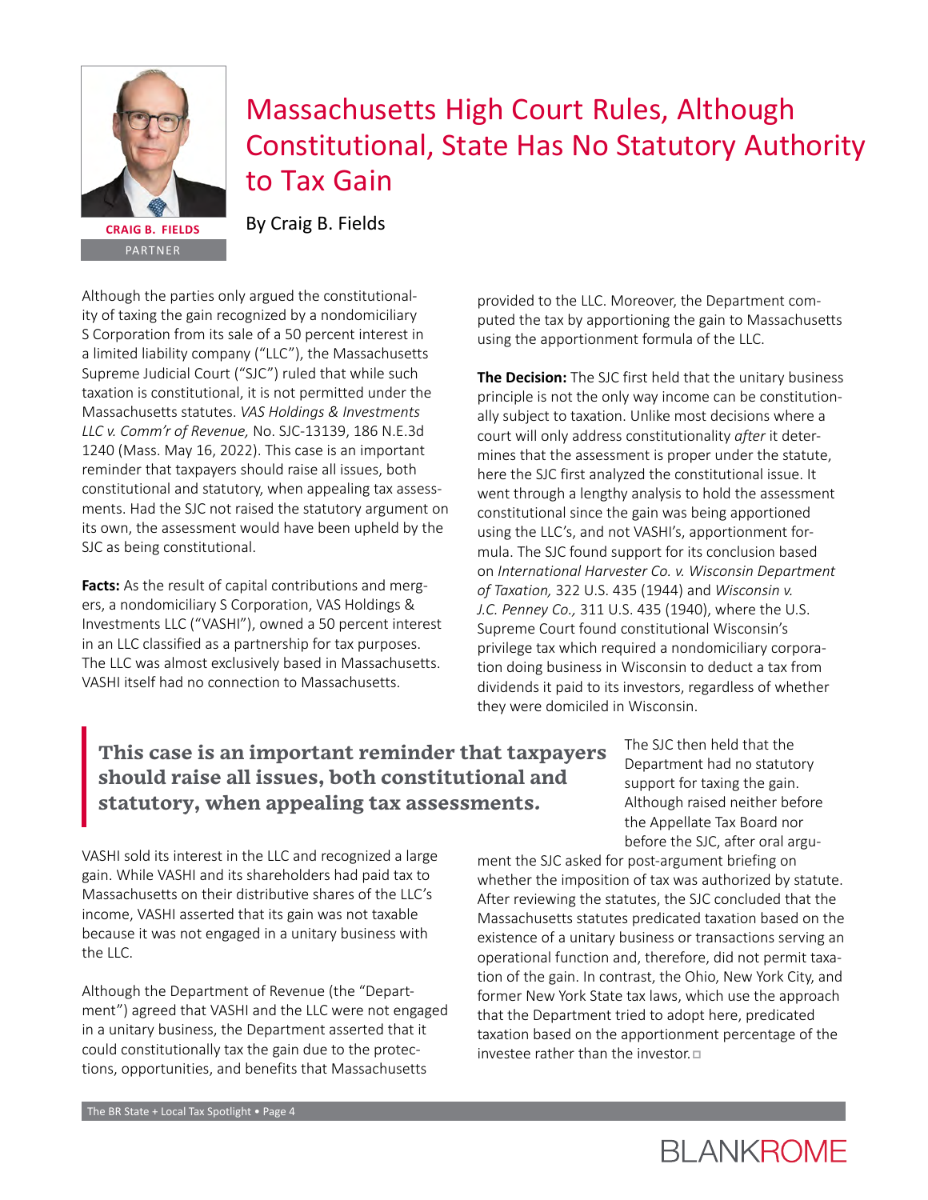# Massachusetts High Court Rules, Although Constitutional, State Has No Statutory Authority to Tax Gain

By Craig B. Fields

**CRAIG B. FIELDS**
PARTNER

Although the parties only argued the constitutionality of taxing the gain recognized by a nondomiciliary S Corporation from its sale of a 50 percent interest in a limited liability company ("LLC"), the Massachusetts Supreme Judicial Court ("SJC") ruled that while such taxation is constitutional, it is not permitted under the Massachusetts statutes. *VAS Holdings & Investments LLC v. Comm'r of Revenue,* No. SJC-13139, 186 N.E.3d 1240 (Mass. May 16, 2022). This case is an important reminder that taxpayers should raise all issues, both constitutional and statutory, when appealing tax assessments. Had the SJC not raised the statutory argument on its own, the assessment would have been upheld by the SJC as being constitutional.

**Facts:** As the result of capital contributions and mergers, a nondomiciliary S Corporation, VAS Holdings & Investments LLC ("VASHI"), owned a 50 percent interest in an LLC classified as a partnership for tax purposes. The LLC was almost exclusively based in Massachusetts. VASHI itself had no connection to Massachusetts.

> **This case is an important reminder that taxpayers should raise all issues, both constitutional and statutory, when appealing tax assessments.**

VASHI sold its interest in the LLC and recognized a large gain. While VASHI and its shareholders had paid tax to Massachusetts on their distributive shares of the LLC's income, VASHI asserted that its gain was not taxable because it was not engaged in a unitary business with the LLC.

Although the Department of Revenue (the "Department") agreed that VASHI and the LLC were not engaged in a unitary business, the Department asserted that it could constitutionally tax the gain due to the protections, opportunities, and benefits that Massachusetts provided to the LLC. Moreover, the Department computed the tax by apportioning the gain to Massachusetts using the apportionment formula of the LLC.

**The Decision:** The SJC first held that the unitary business principle is not the only way income can be constitutionally subject to taxation. Unlike most decisions where a court will only address constitutionality *after* it determines that the assessment is proper under the statute, here the SJC first analyzed the constitutional issue. It went through a lengthy analysis to hold the assessment constitutional since the gain was being apportioned using the LLC's, and not VASHI's, apportionment formula. The SJC found support for its conclusion based on *International Harvester Co. v. Wisconsin Department of Taxation,* 322 U.S. 435 (1944) and *Wisconsin v. J.C. Penney Co.,* 311 U.S. 435 (1940), where the U.S. Supreme Court found constitutional Wisconsin's privilege tax which required a nondomiciliary corporation doing business in Wisconsin to deduct a tax from dividends it paid to its investors, regardless of whether they were domiciled in Wisconsin.

The SJC then held that the Department had no statutory support for taxing the gain. Although raised neither before the Appellate Tax Board nor before the SJC, after oral argument the SJC asked for post-argument briefing on whether the imposition of tax was authorized by statute. After reviewing the statutes, the SJC concluded that the Massachusetts statutes predicated taxation based on the existence of a unitary business or transactions serving an operational function and, therefore, did not permit taxation of the gain. In contrast, the Ohio, New York City, and former New York State tax laws, which use the approach that the Department tried to adopt here, predicated taxation based on the apportionment percentage of the investee rather than the investor.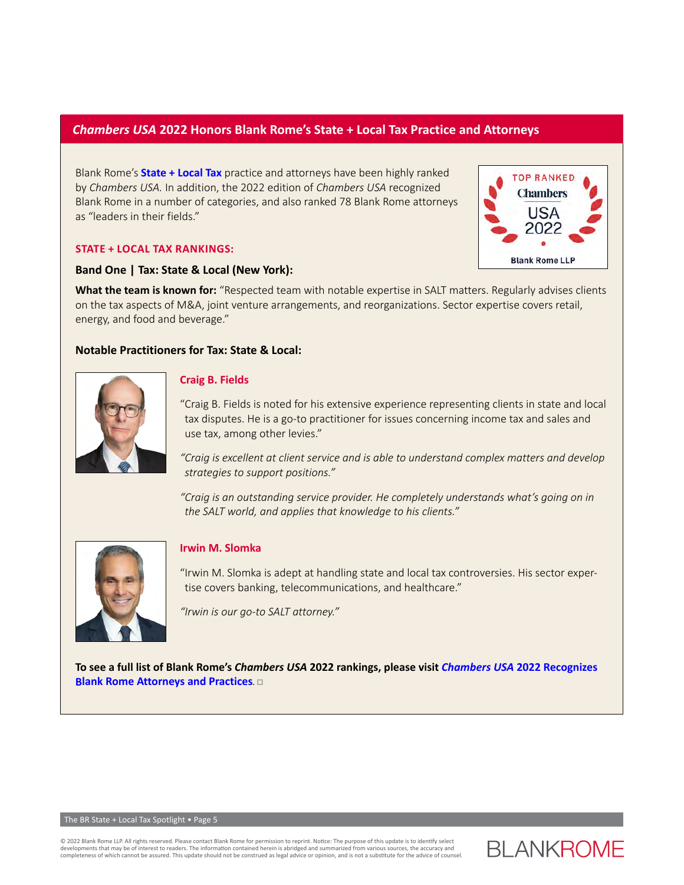## *Chambers USA* 2022 Honors Blank Rome's State + Local Tax Practice and Attorneys

Blank Rome's **State + Local Tax** practice and attorneys have been highly ranked by *Chambers USA.* In addition, the 2022 edition of *Chambers USA* recognized Blank Rome in a number of categories, and also ranked 78 Blank Rome attorneys as "leaders in their fields."

TOP RANKED Chambers USA 2022 Blank Rome LLP

### STATE + LOCAL TAX RANKINGS:

**Band One | Tax: State & Local (New York):**

**What the team is known for:** "Respected team with notable expertise in SALT matters. Regularly advises clients on the tax aspects of M&A, joint venture arrangements, and reorganizations. Sector expertise covers retail, energy, and food and beverage."

**Notable Practitioners for Tax: State & Local:**

**Craig B. Fields**

"Craig B. Fields is noted for his extensive experience representing clients in state and local tax disputes. He is a go-to practitioner for issues concerning income tax and sales and use tax, among other levies."

*"Craig is excellent at client service and is able to understand complex matters and develop strategies to support positions."*

*"Craig is an outstanding service provider. He completely understands what's going on in the SALT world, and applies that knowledge to his clients."*

**Irwin M. Slomka**

"Irwin M. Slomka is adept at handling state and local tax controversies. His sector expertise covers banking, telecommunications, and healthcare."

*"Irwin is our go-to SALT attorney."*

**To see a full list of Blank Rome's *Chambers USA* 2022 rankings, please visit *Chambers USA* 2022 Recognizes Blank Rome Attorneys and Practices.** □

© 2022 Blank Rome LLP. All rights reserved. Please contact Blank Rome for permission to reprint. Notice: The purpose of this update is to identify select developments that may be of interest to readers. The information contained herein is abridged and summarized from various sources, the accuracy and completeness of which cannot be assured. This update should not be construed as legal advice or opinion, and is not a substitute for the advice of counsel.